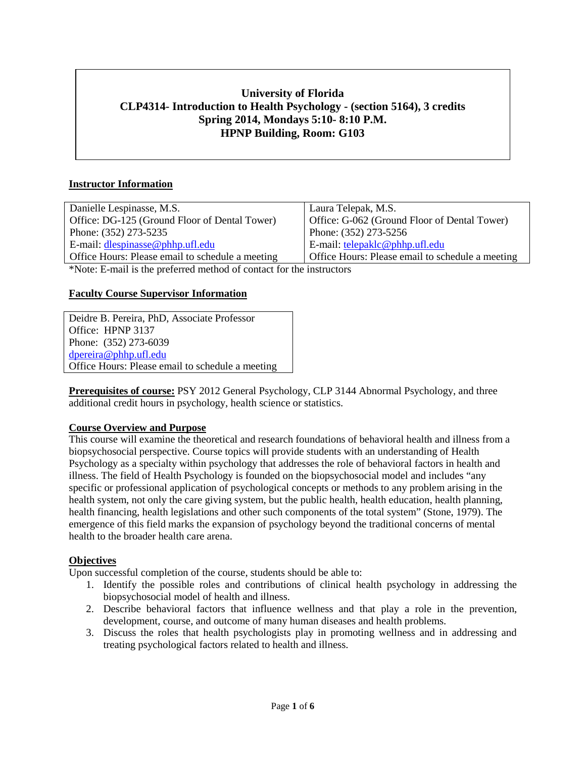# University of Florida
# CLP4314- Introduction to Health Psychology - (section 5164), 3 credits
# Spring 2014, Mondays 5:10- 8:10 P.M.
# HPNP Building, Room: G103

## Instructor Information

| Danielle Lespinasse, M.S. | Laura Telepak, M.S. |
|---|---|
| Office: DG-125 (Ground Floor of Dental Tower) | Office: G-062 (Ground Floor of Dental Tower) |
| Phone: (352) 273-5235 | Phone: (352) 273-5256 |
| E-mail: dlespinasse@phhp.ufl.edu | E-mail: telepaklc@phhp.ufl.edu |
| Office Hours: Please email to schedule a meeting | Office Hours: Please email to schedule a meeting |

*Note: E-mail is the preferred method of contact for the instructors

## Faculty Course Supervisor Information

| Deidre B. Pereira, PhD, Associate Professor |
|---|
| Office: HPNP 3137 |
| Phone: (352) 273-6039 |
| dpereira@phhp.ufl.edu |
| Office Hours: Please email to schedule a meeting |

**Prerequisites of course:** PSY 2012 General Psychology, CLP 3144 Abnormal Psychology, and three additional credit hours in psychology, health science or statistics.

## Course Overview and Purpose

This course will examine the theoretical and research foundations of behavioral health and illness from a biopsychosocial perspective. Course topics will provide students with an understanding of Health Psychology as a specialty within psychology that addresses the role of behavioral factors in health and illness. The field of Health Psychology is founded on the biopsychosocial model and includes "any specific or professional application of psychological concepts or methods to any problem arising in the health system, not only the care giving system, but the public health, health education, health planning, health financing, health legislations and other such components of the total system" (Stone, 1979). The emergence of this field marks the expansion of psychology beyond the traditional concerns of mental health to the broader health care arena.

## Objectives

Upon successful completion of the course, students should be able to:

1. Identify the possible roles and contributions of clinical health psychology in addressing the biopsychosocial model of health and illness.
2. Describe behavioral factors that influence wellness and that play a role in the prevention, development, course, and outcome of many human diseases and health problems.
3. Discuss the roles that health psychologists play in promoting wellness and in addressing and treating psychological factors related to health and illness.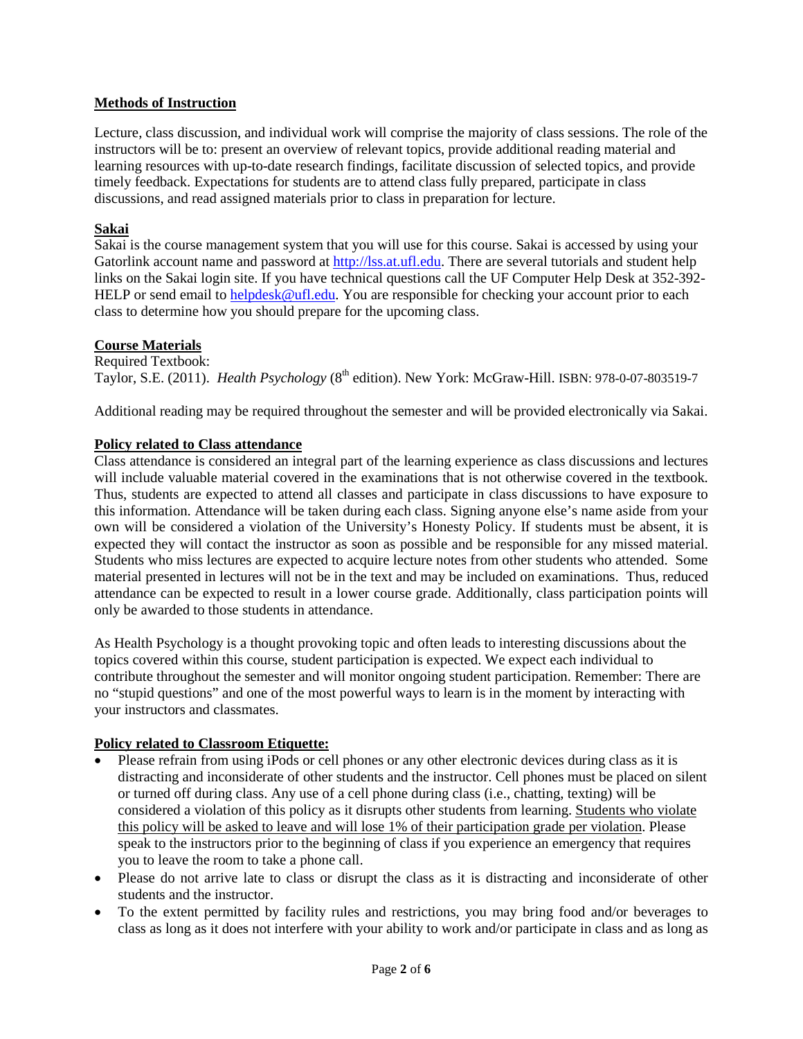**Methods of Instruction**

Lecture, class discussion, and individual work will comprise the majority of class sessions. The role of the instructors will be to: present an overview of relevant topics, provide additional reading material and learning resources with up-to-date research findings, facilitate discussion of selected topics, and provide timely feedback. Expectations for students are to attend class fully prepared, participate in class discussions, and read assigned materials prior to class in preparation for lecture.

**Sakai**

Sakai is the course management system that you will use for this course. Sakai is accessed by using your Gatorlink account name and password at [http://lss.at.ufl.edu](http://lss.at.ufl.edu). There are several tutorials and student help links on the Sakai login site. If you have technical questions call the UF Computer Help Desk at 352-392-HELP or send email to [helpdesk@ufl.edu](mailto:helpdesk@ufl.edu). You are responsible for checking your account prior to each class to determine how you should prepare for the upcoming class.

**Course Materials**

Required Textbook:
Taylor, S.E. (2011). *Health Psychology* (8th edition). New York: McGraw-Hill. ISBN: 978-0-07-803519-7

Additional reading may be required throughout the semester and will be provided electronically via Sakai.

**Policy related to Class attendance**

Class attendance is considered an integral part of the learning experience as class discussions and lectures will include valuable material covered in the examinations that is not otherwise covered in the textbook. Thus, students are expected to attend all classes and participate in class discussions to have exposure to this information. Attendance will be taken during each class. Signing anyone else's name aside from your own will be considered a violation of the University's Honesty Policy. If students must be absent, it is expected they will contact the instructor as soon as possible and be responsible for any missed material. Students who miss lectures are expected to acquire lecture notes from other students who attended. Some material presented in lectures will not be in the text and may be included on examinations. Thus, reduced attendance can be expected to result in a lower course grade. Additionally, class participation points will only be awarded to those students in attendance.

As Health Psychology is a thought provoking topic and often leads to interesting discussions about the topics covered within this course, student participation is expected. We expect each individual to contribute throughout the semester and will monitor ongoing student participation. Remember: There are no "stupid questions" and one of the most powerful ways to learn is in the moment by interacting with your instructors and classmates.

**Policy related to Classroom Etiquette:**

- Please refrain from using iPods or cell phones or any other electronic devices during class as it is distracting and inconsiderate of other students and the instructor. Cell phones must be placed on silent or turned off during class. Any use of a cell phone during class (i.e., chatting, texting) will be considered a violation of this policy as it disrupts other students from learning. Students who violate this policy will be asked to leave and will lose 1% of their participation grade per violation. Please speak to the instructors prior to the beginning of class if you experience an emergency that requires you to leave the room to take a phone call.
- Please do not arrive late to class or disrupt the class as it is distracting and inconsiderate of other students and the instructor.
- To the extent permitted by facility rules and restrictions, you may bring food and/or beverages to class as long as it does not interfere with your ability to work and/or participate in class and as long as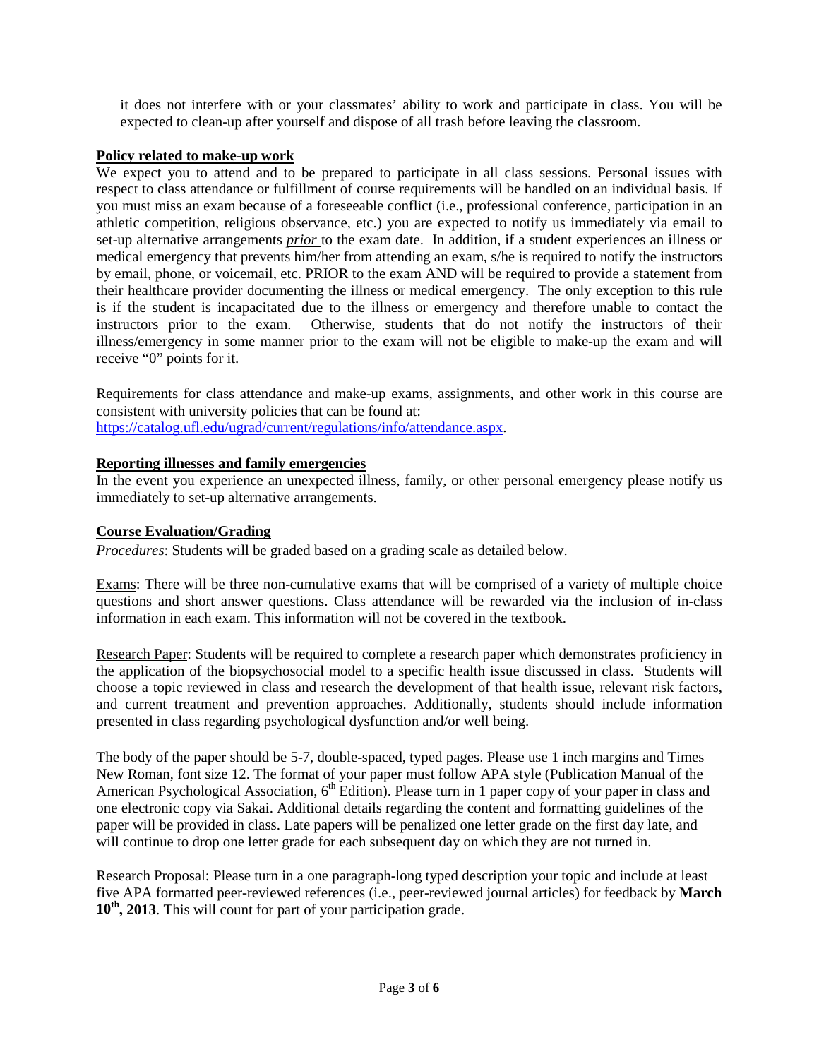it does not interfere with or your classmates' ability to work and participate in class. You will be expected to clean-up after yourself and dispose of all trash before leaving the classroom.

**Policy related to make-up work**

We expect you to attend and to be prepared to participate in all class sessions. Personal issues with respect to class attendance or fulfillment of course requirements will be handled on an individual basis. If you must miss an exam because of a foreseeable conflict (i.e., professional conference, participation in an athletic competition, religious observance, etc.) you are expected to notify us immediately via email to set-up alternative arrangements *prior* to the exam date. In addition, if a student experiences an illness or medical emergency that prevents him/her from attending an exam, s/he is required to notify the instructors by email, phone, or voicemail, etc. PRIOR to the exam AND will be required to provide a statement from their healthcare provider documenting the illness or medical emergency. The only exception to this rule is if the student is incapacitated due to the illness or emergency and therefore unable to contact the instructors prior to the exam. Otherwise, students that do not notify the instructors of their illness/emergency in some manner prior to the exam will not be eligible to make-up the exam and will receive "0" points for it.

Requirements for class attendance and make-up exams, assignments, and other work in this course are consistent with university policies that can be found at: https://catalog.ufl.edu/ugrad/current/regulations/info/attendance.aspx.

**Reporting illnesses and family emergencies**

In the event you experience an unexpected illness, family, or other personal emergency please notify us immediately to set-up alternative arrangements.

**Course Evaluation/Grading**

*Procedures*: Students will be graded based on a grading scale as detailed below.

Exams: There will be three non-cumulative exams that will be comprised of a variety of multiple choice questions and short answer questions. Class attendance will be rewarded via the inclusion of in-class information in each exam. This information will not be covered in the textbook.

Research Paper: Students will be required to complete a research paper which demonstrates proficiency in the application of the biopsychosocial model to a specific health issue discussed in class. Students will choose a topic reviewed in class and research the development of that health issue, relevant risk factors, and current treatment and prevention approaches. Additionally, students should include information presented in class regarding psychological dysfunction and/or well being.

The body of the paper should be 5-7, double-spaced, typed pages. Please use 1 inch margins and Times New Roman, font size 12. The format of your paper must follow APA style (Publication Manual of the American Psychological Association, 6th Edition). Please turn in 1 paper copy of your paper in class and one electronic copy via Sakai. Additional details regarding the content and formatting guidelines of the paper will be provided in class. Late papers will be penalized one letter grade on the first day late, and will continue to drop one letter grade for each subsequent day on which they are not turned in.

Research Proposal: Please turn in a one paragraph-long typed description your topic and include at least five APA formatted peer-reviewed references (i.e., peer-reviewed journal articles) for feedback by **March 10th, 2013**. This will count for part of your participation grade.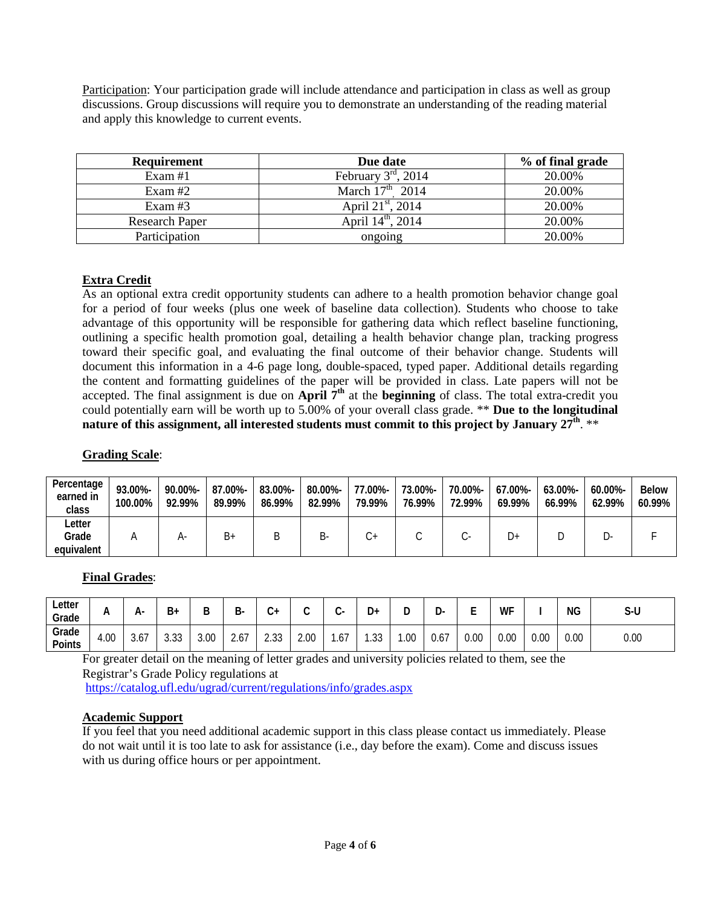Participation: Your participation grade will include attendance and participation in class as well as group discussions. Group discussions will require you to demonstrate an understanding of the reading material and apply this knowledge to current events.

| Requirement | Due date | % of final grade |
|---|---|---|
| Exam #1 | February 3rd, 2014 | 20.00% |
| Exam #2 | March 17th, 2014 | 20.00% |
| Exam #3 | April 21st, 2014 | 20.00% |
| Research Paper | April 14th, 2014 | 20.00% |
| Participation | ongoing | 20.00% |

**Extra Credit**

As an optional extra credit opportunity students can adhere to a health promotion behavior change goal for a period of four weeks (plus one week of baseline data collection). Students who choose to take advantage of this opportunity will be responsible for gathering data which reflect baseline functioning, outlining a specific health promotion goal, detailing a health behavior change plan, tracking progress toward their specific goal, and evaluating the final outcome of their behavior change. Students will document this information in a 4-6 page long, double-spaced, typed paper. Additional details regarding the content and formatting guidelines of the paper will be provided in class. Late papers will not be accepted. The final assignment is due on **April 7th** at the **beginning** of class. The total extra-credit you could potentially earn will be worth up to 5.00% of your overall class grade. ** **Due to the longitudinal nature of this assignment, all interested students must commit to this project by January 27th**. **

**Grading Scale**:

| Percentage earned in class | 93.00%-100.00% | 90.00%-92.99% | 87.00%-89.99% | 83.00%-86.99% | 80.00%-82.99% | 77.00%-79.99% | 73.00%-76.99% | 70.00%-72.99% | 67.00%-69.99% | 63.00%-66.99% | 60.00%-62.99% | Below 60.99% |
|---|---|---|---|---|---|---|---|---|---|---|---|---|
| Letter Grade equivalent | A | A- | B+ | B | B- | C+ | C | C- | D+ | D | D- | F |

**Final Grades**:

| Letter Grade | A | A- | B+ | B | B- | C+ | C | C- | D+ | D | D- | E | WF | I | NG | S-U |
|---|---|---|---|---|---|---|---|---|---|---|---|---|---|---|---|---|
| Grade Points | 4.00 | 3.67 | 3.33 | 3.00 | 2.67 | 2.33 | 2.00 | 1.67 | 1.33 | 1.00 | 0.67 | 0.00 | 0.00 | 0.00 | 0.00 | 0.00 |

For greater detail on the meaning of letter grades and university policies related to them, see the Registrar's Grade Policy regulations at https://catalog.ufl.edu/ugrad/current/regulations/info/grades.aspx

**Academic Support**

If you feel that you need additional academic support in this class please contact us immediately. Please do not wait until it is too late to ask for assistance (i.e., day before the exam). Come and discuss issues with us during office hours or per appointment.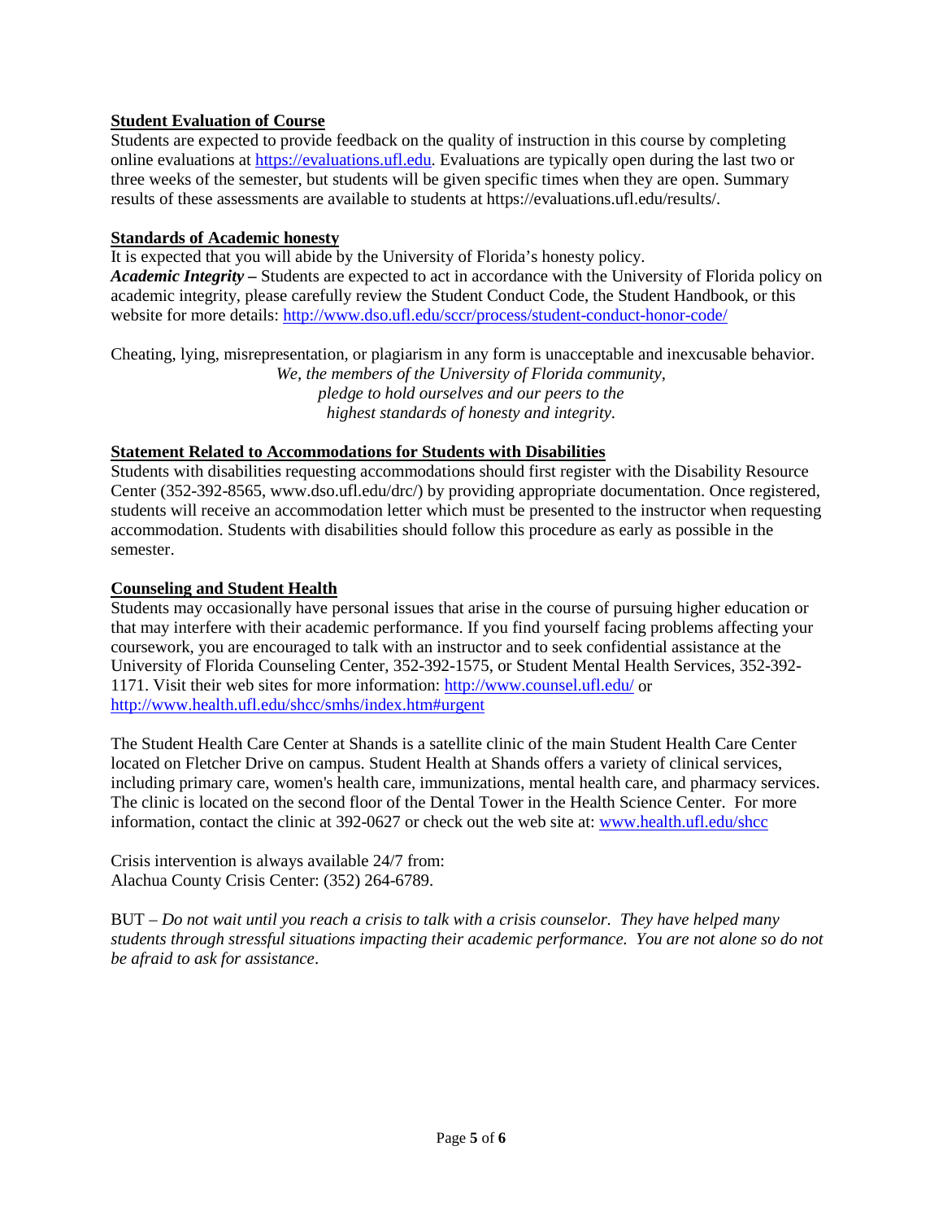**Student Evaluation of Course**

Students are expected to provide feedback on the quality of instruction in this course by completing online evaluations at [https://evaluations.ufl.edu](https://evaluations.ufl.edu). Evaluations are typically open during the last two or three weeks of the semester, but students will be given specific times when they are open. Summary results of these assessments are available to students at https://evaluations.ufl.edu/results/.

**Standards of Academic honesty**

It is expected that you will abide by the University of Florida's honesty policy.

***Academic Integrity –*** Students are expected to act in accordance with the University of Florida policy on academic integrity, please carefully review the Student Conduct Code, the Student Handbook, or this website for more details: [http://www.dso.ufl.edu/sccr/process/student-conduct-honor-code/](http://www.dso.ufl.edu/sccr/process/student-conduct-honor-code/)

Cheating, lying, misrepresentation, or plagiarism in any form is unacceptable and inexcusable behavior.

*We, the members of the University of Florida community,*
*pledge to hold ourselves and our peers to the*
*highest standards of honesty and integrity.*

**Statement Related to Accommodations for Students with Disabilities**

Students with disabilities requesting accommodations should first register with the Disability Resource Center (352-392-8565, www.dso.ufl.edu/drc/) by providing appropriate documentation. Once registered, students will receive an accommodation letter which must be presented to the instructor when requesting accommodation. Students with disabilities should follow this procedure as early as possible in the semester.

**Counseling and Student Health**

Students may occasionally have personal issues that arise in the course of pursuing higher education or that may interfere with their academic performance. If you find yourself facing problems affecting your coursework, you are encouraged to talk with an instructor and to seek confidential assistance at the University of Florida Counseling Center, 352-392-1575, or Student Mental Health Services, 352-392-1171. Visit their web sites for more information: [http://www.counsel.ufl.edu/](http://www.counsel.ufl.edu/) or [http://www.health.ufl.edu/shcc/smhs/index.htm#urgent](http://www.health.ufl.edu/shcc/smhs/index.htm#urgent)

The Student Health Care Center at Shands is a satellite clinic of the main Student Health Care Center located on Fletcher Drive on campus. Student Health at Shands offers a variety of clinical services, including primary care, women's health care, immunizations, mental health care, and pharmacy services. The clinic is located on the second floor of the Dental Tower in the Health Science Center. For more information, contact the clinic at 392-0627 or check out the web site at: [www.health.ufl.edu/shcc](http://www.health.ufl.edu/shcc)

Crisis intervention is always available 24/7 from:
Alachua County Crisis Center: (352) 264-6789.

BUT – *Do not wait until you reach a crisis to talk with a crisis counselor. They have helped many students through stressful situations impacting their academic performance. You are not alone so do not be afraid to ask for assistance*.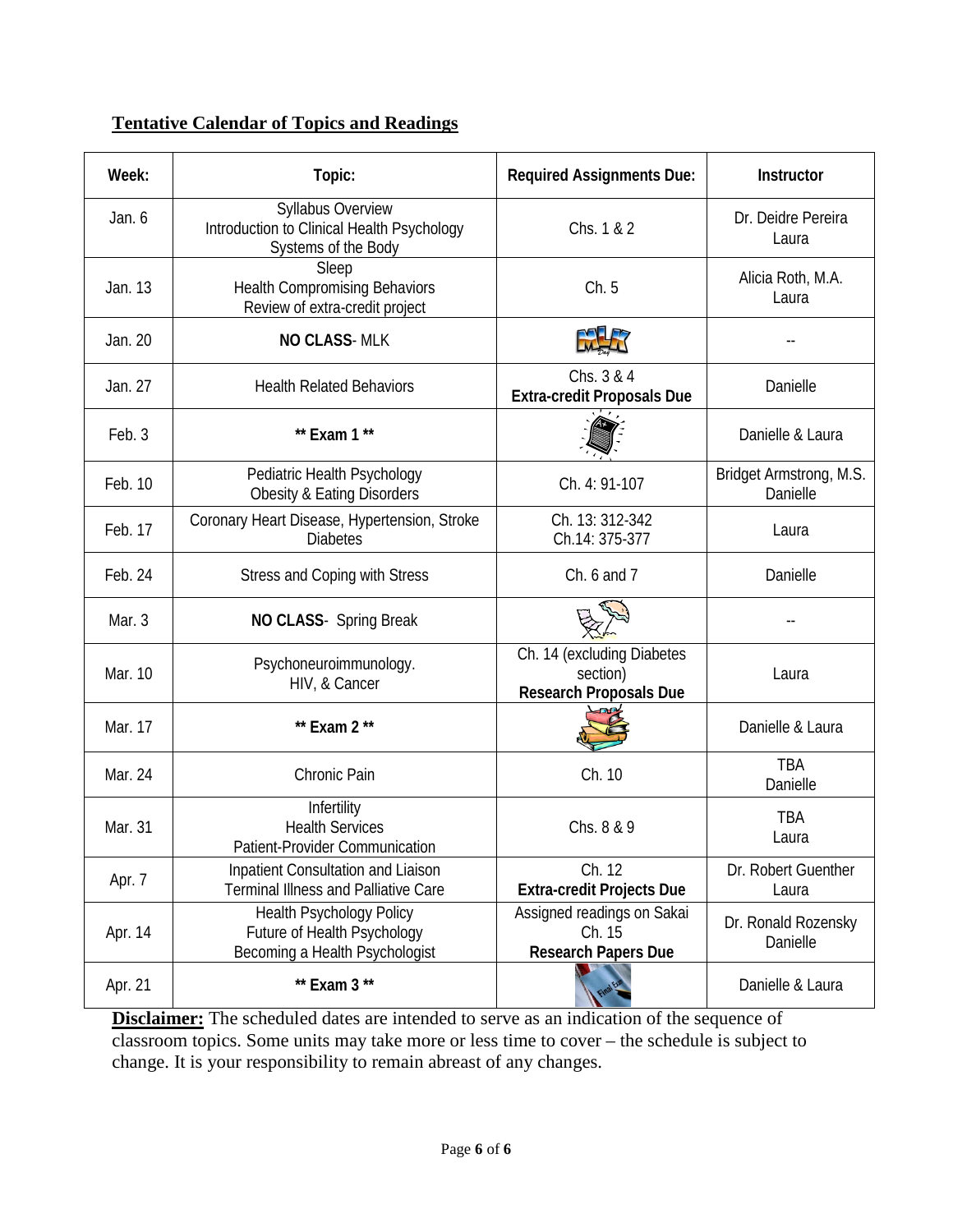## Tentative Calendar of Topics and Readings

| Week: | Topic: | Required Assignments Due: | Instructor |
|---|---|---|---|
| Jan. 6 | Syllabus Overview<br>Introduction to Clinical Health Psychology<br>Systems of the Body | Chs. 1 & 2 | Dr. Deidre Pereira<br>Laura |
| Jan. 13 | Sleep<br>Health Compromising Behaviors<br>Review of extra-credit project | Ch. 5 | Alicia Roth, M.A.<br>Laura |
| Jan. 20 | **NO CLASS**- MLK | | -- |
| Jan. 27 | Health Related Behaviors | Chs. 3 & 4<br>**Extra-credit Proposals Due** | Danielle |
| Feb. 3 | **** Exam 1 **** | | Danielle & Laura |
| Feb. 10 | Pediatric Health Psychology<br>Obesity & Eating Disorders | Ch. 4: 91-107 | Bridget Armstrong, M.S.<br>Danielle |
| Feb. 17 | Coronary Heart Disease, Hypertension, Stroke<br>Diabetes | Ch. 13: 312-342<br>Ch.14: 375-377 | Laura |
| Feb. 24 | Stress and Coping with Stress | Ch. 6 and 7 | Danielle |
| Mar. 3 | **NO CLASS**- Spring Break | | -- |
| Mar. 10 | Psychoneuroimmunology.<br>HIV, & Cancer | Ch. 14 (excluding Diabetes section)<br>**Research Proposals Due** | Laura |
| Mar. 17 | **** Exam 2 **** | | Danielle & Laura |
| Mar. 24 | Chronic Pain | Ch. 10 | TBA<br>Danielle |
| Mar. 31 | Infertility<br>Health Services<br>Patient-Provider Communication | Chs. 8 & 9 | TBA<br>Laura |
| Apr. 7 | Inpatient Consultation and Liaison<br>Terminal Illness and Palliative Care | Ch. 12<br>**Extra-credit Projects Due** | Dr. Robert Guenther<br>Laura |
| Apr. 14 | Health Psychology Policy<br>Future of Health Psychology<br>Becoming a Health Psychologist | Assigned readings on Sakai<br>Ch. 15<br>**Research Papers Due** | Dr. Ronald Rozensky<br>Danielle |
| Apr. 21 | **** Exam 3 **** | | Danielle & Laura |

**Disclaimer:** The scheduled dates are intended to serve as an indication of the sequence of classroom topics. Some units may take more or less time to cover – the schedule is subject to change. It is your responsibility to remain abreast of any changes.